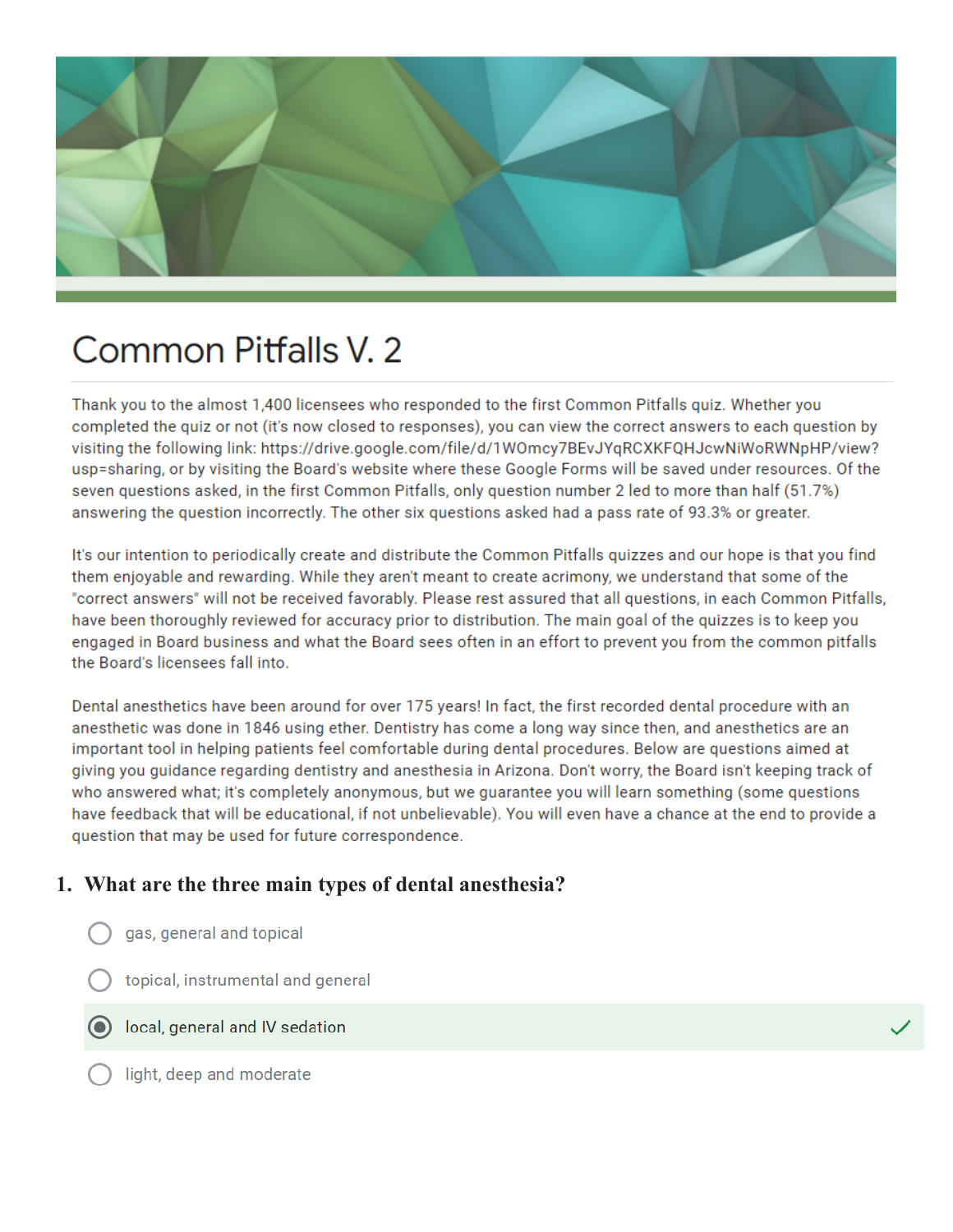# Common Pitfalls V. 2

Thank you to the almost 1,400 licensees who responded to the first Common Pitfalls quiz. Whether you completed the quiz or not (it's now closed to responses), you can view the correct answers to each question by visiting the following link: https://drive.google.com/file/d/1WOmcy7BEvJYqRCXKFQHJcwNiWoRWNpHP/view?usp=sharing, or by visiting the Board's website where these Google Forms will be saved under resources. Of the seven questions asked, in the first Common Pitfalls, only question number 2 led to more than half (51.7%) answering the question incorrectly. The other six questions asked had a pass rate of 93.3% or greater.

It's our intention to periodically create and distribute the Common Pitfalls quizzes and our hope is that you find them enjoyable and rewarding. While they aren't meant to create acrimony, we understand that some of the "correct answers" will not be received favorably. Please rest assured that all questions, in each Common Pitfalls, have been thoroughly reviewed for accuracy prior to distribution. The main goal of the quizzes is to keep you engaged in Board business and what the Board sees often in an effort to prevent you from the common pitfalls the Board's licensees fall into.

Dental anesthetics have been around for over 175 years! In fact, the first recorded dental procedure with an anesthetic was done in 1846 using ether. Dentistry has come a long way since then, and anesthetics are an important tool in helping patients feel comfortable during dental procedures. Below are questions aimed at giving you guidance regarding dentistry and anesthesia in Arizona. Don't worry, the Board isn't keeping track of who answered what; it's completely anonymous, but we guarantee you will learn something (some questions have feedback that will be educational, if not unbelievable). You will even have a chance at the end to provide a question that may be used for future correspondence.

**1. What are the three main types of dental anesthesia?**

- ○ gas, general and topical
- ○ topical, instrumental and general
- ◉ local, general and IV sedation ✓
- ○ light, deep and moderate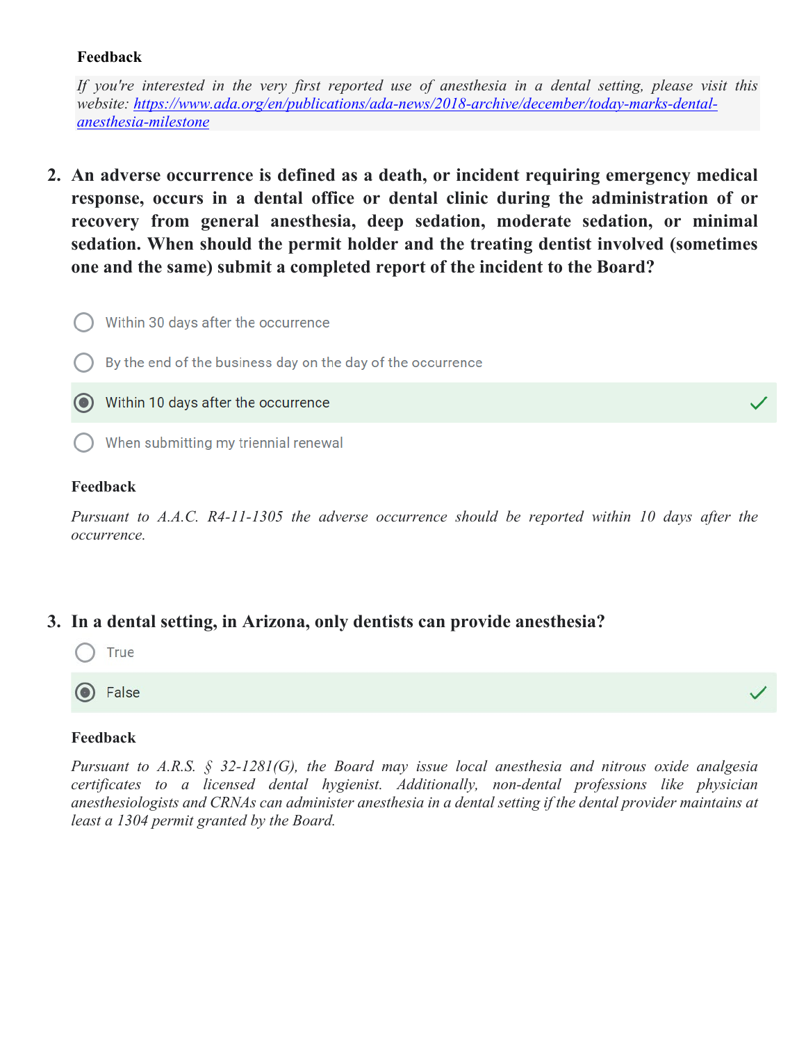**Feedback**

*If you're interested in the very first reported use of anesthesia in a dental setting, please visit this website: [https://www.ada.org/en/publications/ada-news/2018-archive/december/today-marks-dental-anesthesia-milestone](https://www.ada.org/en/publications/ada-news/2018-archive/december/today-marks-dental-anesthesia-milestone)*

2. **An adverse occurrence is defined as a death, or incident requiring emergency medical response, occurs in a dental office or dental clinic during the administration of or recovery from general anesthesia, deep sedation, moderate sedation, or minimal sedation. When should the permit holder and the treating dentist involved (sometimes one and the same) submit a completed report of the incident to the Board?**

- ○ Within 30 days after the occurrence
- ○ By the end of the business day on the day of the occurrence
- ◉ Within 10 days after the occurrence ✓
- ○ When submitting my triennial renewal

**Feedback**

*Pursuant to A.A.C. R4-11-1305 the adverse occurrence should be reported within 10 days after the occurrence.*

3. **In a dental setting, in Arizona, only dentists can provide anesthesia?**

- ○ True
- ◉ False ✓

**Feedback**

*Pursuant to A.R.S. § 32-1281(G), the Board may issue local anesthesia and nitrous oxide analgesia certificates to a licensed dental hygienist. Additionally, non-dental professions like physician anesthesiologists and CRNAs can administer anesthesia in a dental setting if the dental provider maintains at least a 1304 permit granted by the Board.*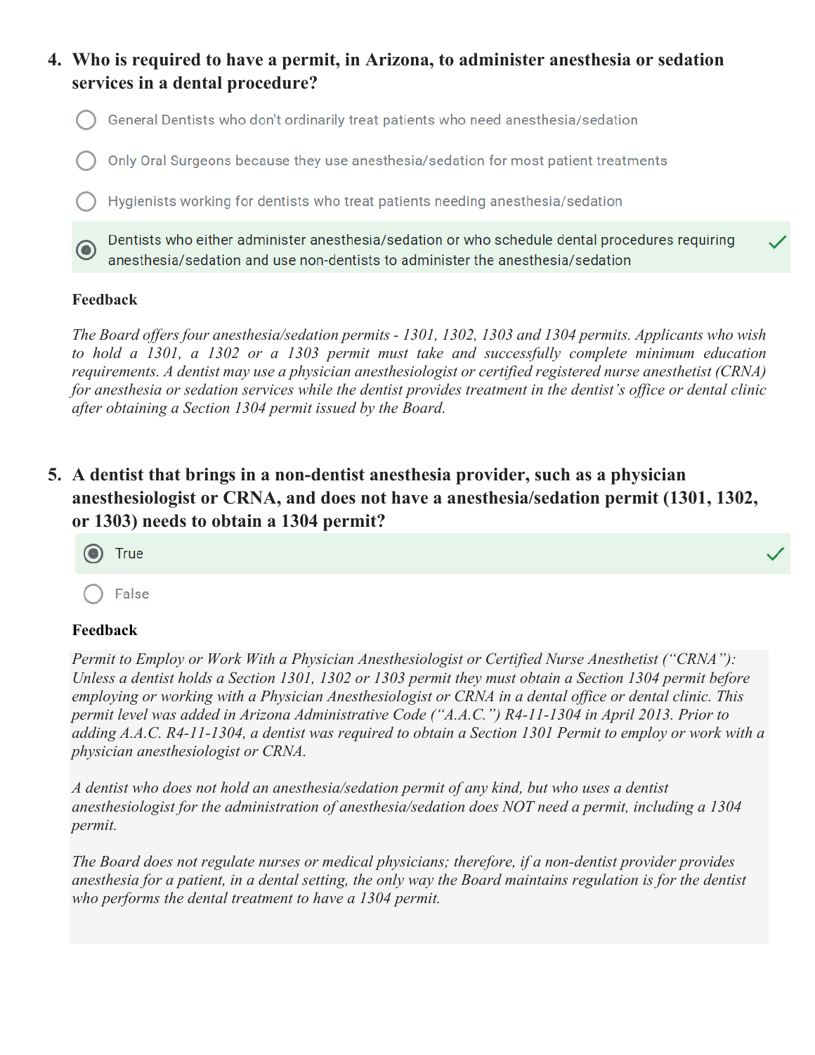4. **Who is required to have a permit, in Arizona, to administer anesthesia or sedation services in a dental procedure?**

- ○ General Dentists who don't ordinarily treat patients who need anesthesia/sedation
- ○ Only Oral Surgeons because they use anesthesia/sedation for most patient treatments
- ○ Hygienists working for dentists who treat patients needing anesthesia/sedation
- ◉ Dentists who either administer anesthesia/sedation or who schedule dental procedures requiring anesthesia/sedation and use non-dentists to administer the anesthesia/sedation ✓

**Feedback**

*The Board offers four anesthesia/sedation permits - 1301, 1302, 1303 and 1304 permits. Applicants who wish to hold a 1301, a 1302 or a 1303 permit must take and successfully complete minimum education requirements. A dentist may use a physician anesthesiologist or certified registered nurse anesthetist (CRNA) for anesthesia or sedation services while the dentist provides treatment in the dentist's office or dental clinic after obtaining a Section 1304 permit issued by the Board.*

5. **A dentist that brings in a non-dentist anesthesia provider, such as a physician anesthesiologist or CRNA, and does not have a anesthesia/sedation permit (1301, 1302, or 1303) needs to obtain a 1304 permit?**

- ◉ True ✓
- ○ False

**Feedback**

*Permit to Employ or Work With a Physician Anesthesiologist or Certified Nurse Anesthetist ("CRNA"): Unless a dentist holds a Section 1301, 1302 or 1303 permit they must obtain a Section 1304 permit before employing or working with a Physician Anesthesiologist or CRNA in a dental office or dental clinic. This permit level was added in Arizona Administrative Code ("A.A.C.") R4-11-1304 in April 2013. Prior to adding A.A.C. R4-11-1304, a dentist was required to obtain a Section 1301 Permit to employ or work with a physician anesthesiologist or CRNA.*

*A dentist who does not hold an anesthesia/sedation permit of any kind, but who uses a dentist anesthesiologist for the administration of anesthesia/sedation does NOT need a permit, including a 1304 permit.*

*The Board does not regulate nurses or medical physicians; therefore, if a non-dentist provider provides anesthesia for a patient, in a dental setting, the only way the Board maintains regulation is for the dentist who performs the dental treatment to have a 1304 permit.*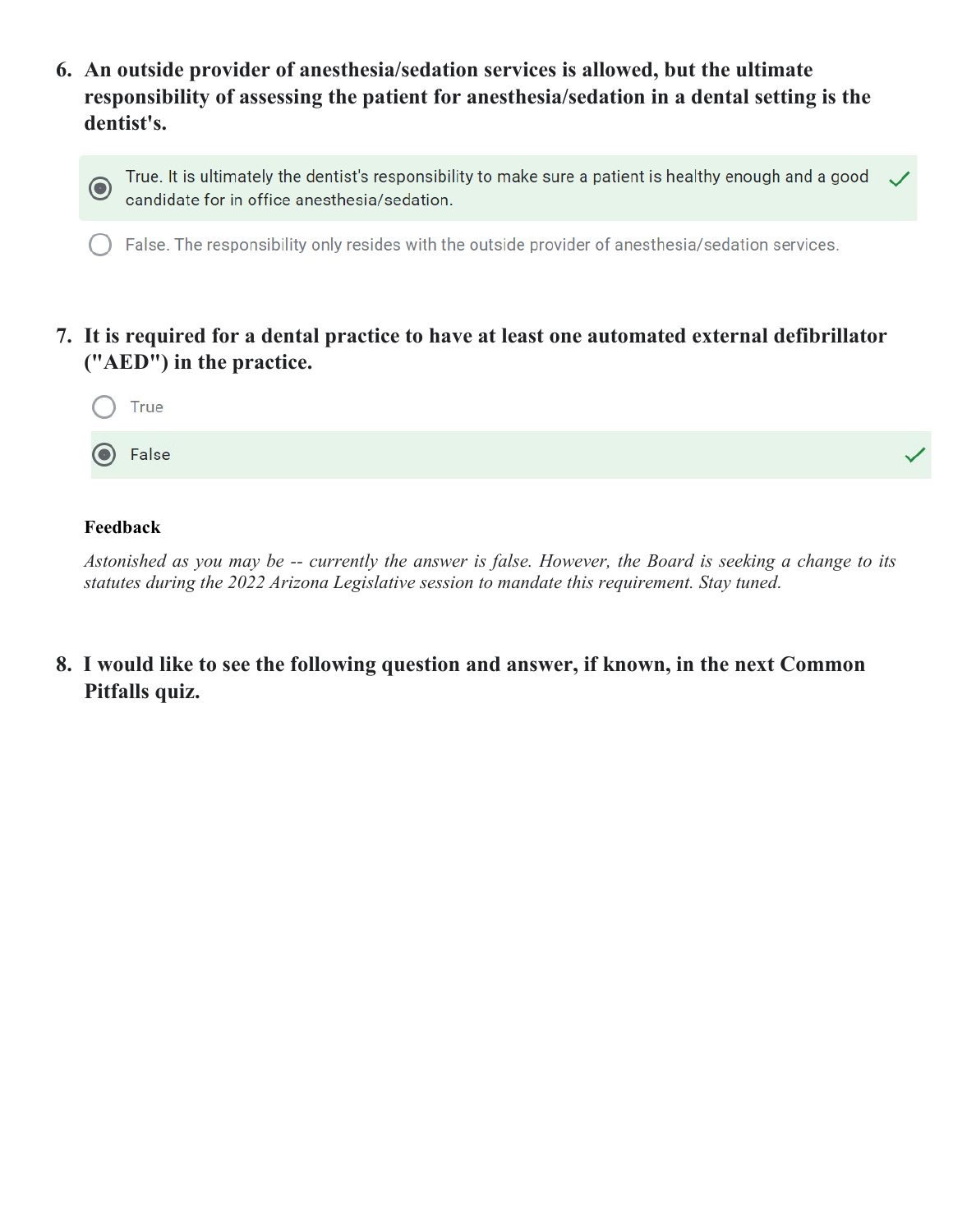6. **An outside provider of anesthesia/sedation services is allowed, but the ultimate responsibility of assessing the patient for anesthesia/sedation in a dental setting is the dentist's.**

   - (●) True. It is ultimately the dentist's responsibility to make sure a patient is healthy enough and a good candidate for in office anesthesia/sedation. ✓
   - ( ) False. The responsibility only resides with the outside provider of anesthesia/sedation services.

7. **It is required for a dental practice to have at least one automated external defibrillator ("AED") in the practice.**

   - ( ) True
   - (●) False ✓

   **Feedback**

   *Astonished as you may be -- currently the answer is false. However, the Board is seeking a change to its statutes during the 2022 Arizona Legislative session to mandate this requirement. Stay tuned.*

8. **I would like to see the following question and answer, if known, in the next Common Pitfalls quiz.**